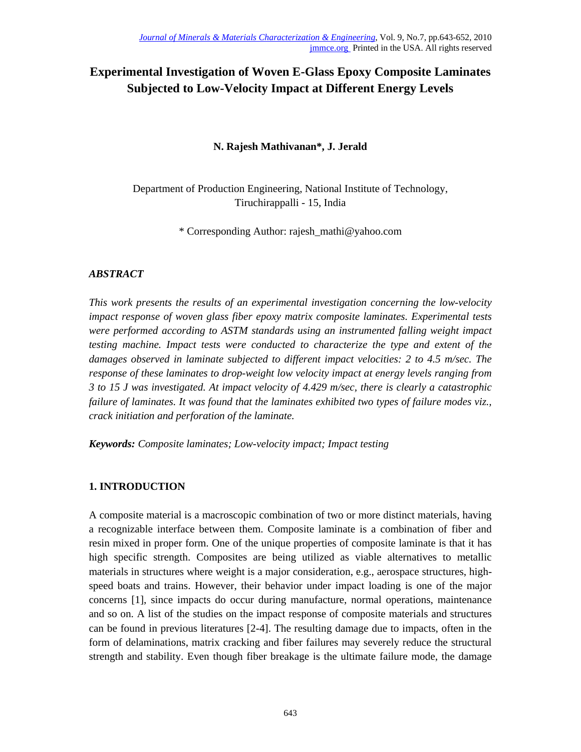# Experimental Investigation of Woven E-Glass Epoxy Composite Laminates Subjected to Low-Velocity Impact at Different Energy Levels

**N. Rajesh Mathivanan*, J. Jerald**

Department of Production Engineering, National Institute of Technology, Tiruchirappalli - 15, India

\* Corresponding Author: rajesh_mathi@yahoo.com

## *ABSTRACT*

*This work presents the results of an experimental investigation concerning the low-velocity impact response of woven glass fiber epoxy matrix composite laminates. Experimental tests were performed according to ASTM standards using an instrumented falling weight impact testing machine. Impact tests were conducted to characterize the type and extent of the damages observed in laminate subjected to different impact velocities: 2 to 4.5 m/sec. The response of these laminates to drop-weight low velocity impact at energy levels ranging from 3 to 15 J was investigated. At impact velocity of 4.429 m/sec, there is clearly a catastrophic failure of laminates. It was found that the laminates exhibited two types of failure modes viz., crack initiation and perforation of the laminate.*

***Keywords:*** *Composite laminates; Low-velocity impact; Impact testing*

## 1. INTRODUCTION

A composite material is a macroscopic combination of two or more distinct materials, having a recognizable interface between them. Composite laminate is a combination of fiber and resin mixed in proper form. One of the unique properties of composite laminate is that it has high specific strength. Composites are being utilized as viable alternatives to metallic materials in structures where weight is a major consideration, e.g., aerospace structures, high-speed boats and trains. However, their behavior under impact loading is one of the major concerns [1], since impacts do occur during manufacture, normal operations, maintenance and so on. A list of the studies on the impact response of composite materials and structures can be found in previous literatures [2-4]. The resulting damage due to impacts, often in the form of delaminations, matrix cracking and fiber failures may severely reduce the structural strength and stability. Even though fiber breakage is the ultimate failure mode, the damage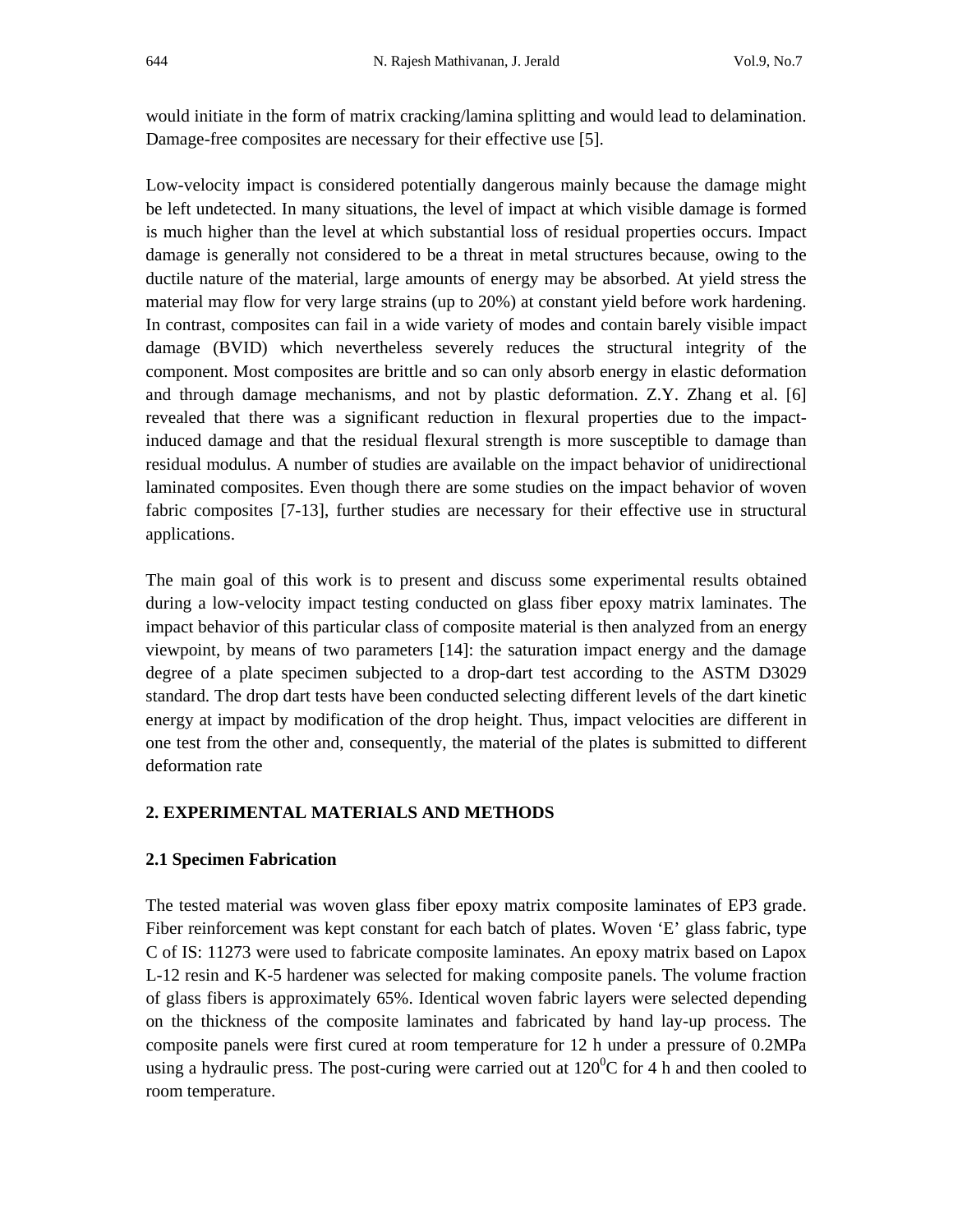would initiate in the form of matrix cracking/lamina splitting and would lead to delamination. Damage-free composites are necessary for their effective use [5].

Low-velocity impact is considered potentially dangerous mainly because the damage might be left undetected. In many situations, the level of impact at which visible damage is formed is much higher than the level at which substantial loss of residual properties occurs. Impact damage is generally not considered to be a threat in metal structures because, owing to the ductile nature of the material, large amounts of energy may be absorbed. At yield stress the material may flow for very large strains (up to 20%) at constant yield before work hardening. In contrast, composites can fail in a wide variety of modes and contain barely visible impact damage (BVID) which nevertheless severely reduces the structural integrity of the component. Most composites are brittle and so can only absorb energy in elastic deformation and through damage mechanisms, and not by plastic deformation. Z.Y. Zhang et al. [6] revealed that there was a significant reduction in flexural properties due to the impact-induced damage and that the residual flexural strength is more susceptible to damage than residual modulus. A number of studies are available on the impact behavior of unidirectional laminated composites. Even though there are some studies on the impact behavior of woven fabric composites [7-13], further studies are necessary for their effective use in structural applications.

The main goal of this work is to present and discuss some experimental results obtained during a low-velocity impact testing conducted on glass fiber epoxy matrix laminates. The impact behavior of this particular class of composite material is then analyzed from an energy viewpoint, by means of two parameters [14]: the saturation impact energy and the damage degree of a plate specimen subjected to a drop-dart test according to the ASTM D3029 standard. The drop dart tests have been conducted selecting different levels of the dart kinetic energy at impact by modification of the drop height. Thus, impact velocities are different in one test from the other and, consequently, the material of the plates is submitted to different deformation rate

## 2. EXPERIMENTAL MATERIALS AND METHODS

### 2.1 Specimen Fabrication

The tested material was woven glass fiber epoxy matrix composite laminates of EP3 grade. Fiber reinforcement was kept constant for each batch of plates. Woven 'E' glass fabric, type C of IS: 11273 were used to fabricate composite laminates. An epoxy matrix based on Lapox L-12 resin and K-5 hardener was selected for making composite panels. The volume fraction of glass fibers is approximately 65%. Identical woven fabric layers were selected depending on the thickness of the composite laminates and fabricated by hand lay-up process. The composite panels were first cured at room temperature for 12 h under a pressure of 0.2MPa using a hydraulic press. The post-curing were carried out at $120^0$C for 4 h and then cooled to room temperature.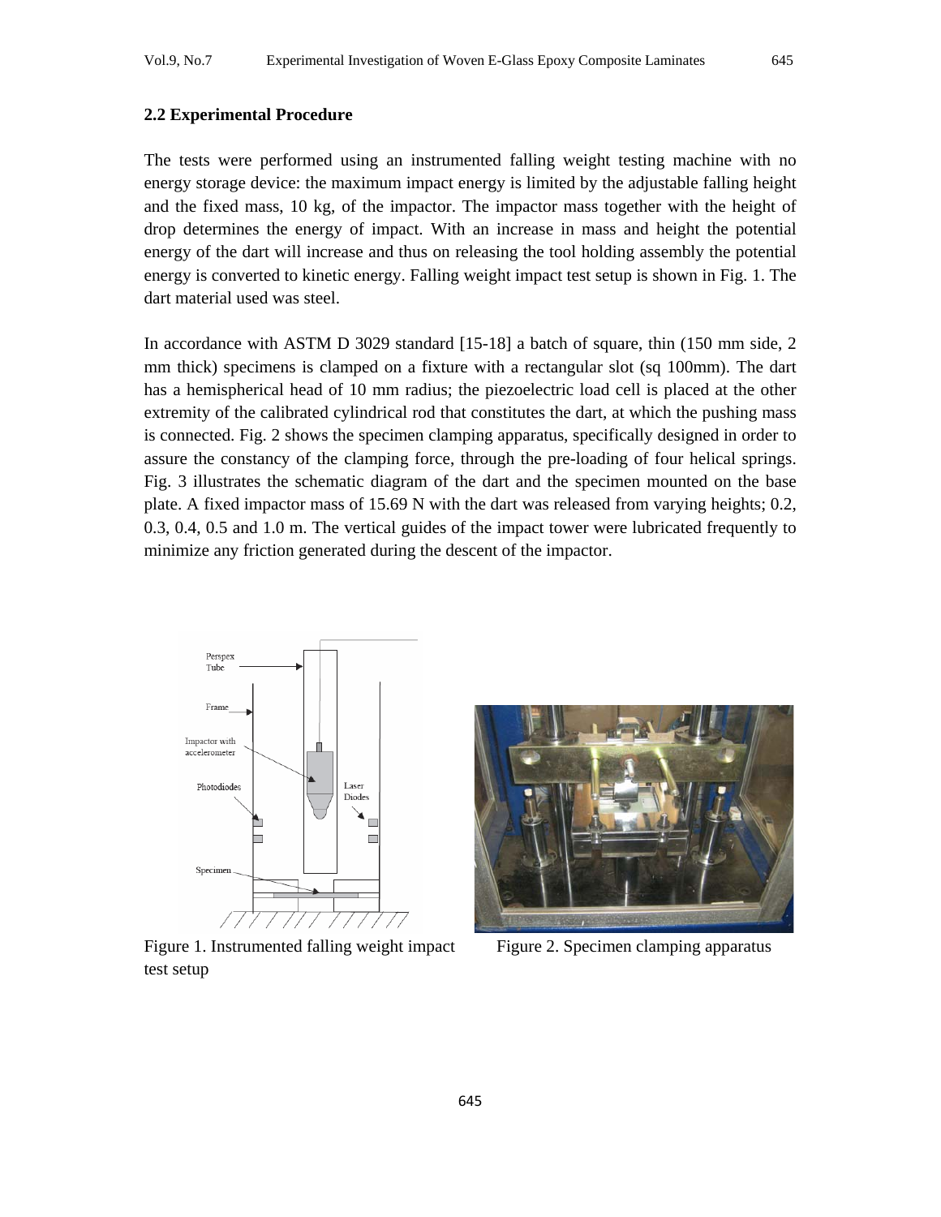## 2.2 Experimental Procedure

The tests were performed using an instrumented falling weight testing machine with no energy storage device: the maximum impact energy is limited by the adjustable falling height and the fixed mass, 10 kg, of the impactor. The impactor mass together with the height of drop determines the energy of impact. With an increase in mass and height the potential energy of the dart will increase and thus on releasing the tool holding assembly the potential energy is converted to kinetic energy. Falling weight impact test setup is shown in Fig. 1. The dart material used was steel.

In accordance with ASTM D 3029 standard [15-18] a batch of square, thin (150 mm side, 2 mm thick) specimens is clamped on a fixture with a rectangular slot (sq 100mm). The dart has a hemispherical head of 10 mm radius; the piezoelectric load cell is placed at the other extremity of the calibrated cylindrical rod that constitutes the dart, at which the pushing mass is connected. Fig. 2 shows the specimen clamping apparatus, specifically designed in order to assure the constancy of the clamping force, through the pre-loading of four helical springs. Fig. 3 illustrates the schematic diagram of the dart and the specimen mounted on the base plate. A fixed impactor mass of 15.69 N with the dart was released from varying heights; 0.2, 0.3, 0.4, 0.5 and 1.0 m. The vertical guides of the impact tower were lubricated frequently to minimize any friction generated during the descent of the impactor.

Perspex Tube

Frame

Impactor with accelerometer

Photodiodes

Laser Diodes

Specimen

Figure 1. Instrumented falling weight impact test setup

Figure 2. Specimen clamping apparatus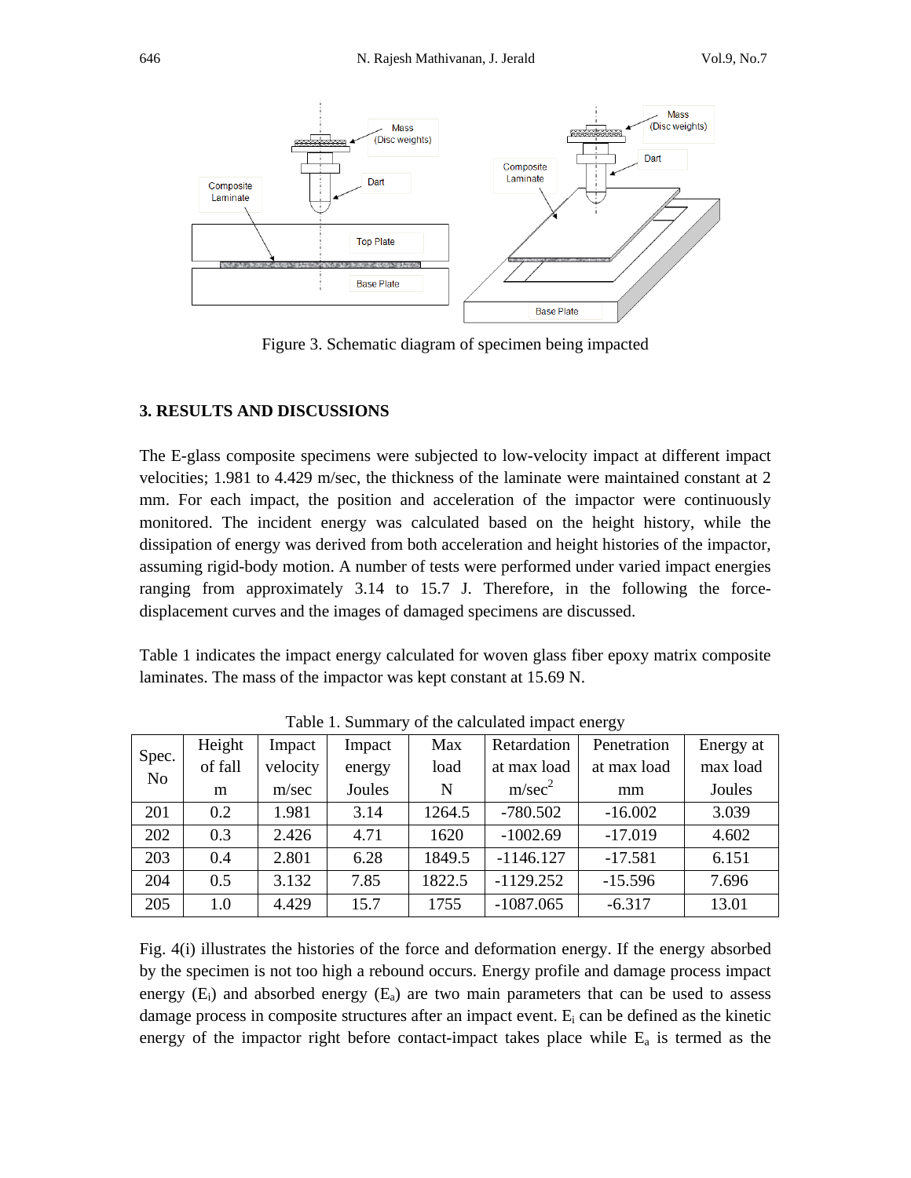Mass
(Disc weights)

Dart

Composite
Laminate

Top Plate

Base Plate

Mass
(Disc weights)

Dart

Composite
Laminate

Base Plate

Figure 3. Schematic diagram of specimen being impacted

## 3. RESULTS AND DISCUSSIONS

The E-glass composite specimens were subjected to low-velocity impact at different impact velocities; 1.981 to 4.429 m/sec, the thickness of the laminate were maintained constant at 2 mm. For each impact, the position and acceleration of the impactor were continuously monitored. The incident energy was calculated based on the height history, while the dissipation of energy was derived from both acceleration and height histories of the impactor, assuming rigid-body motion. A number of tests were performed under varied impact energies ranging from approximately 3.14 to 15.7 J. Therefore, in the following the force-displacement curves and the images of damaged specimens are discussed.

Table 1 indicates the impact energy calculated for woven glass fiber epoxy matrix composite laminates. The mass of the impactor was kept constant at 15.69 N.

Table 1. Summary of the calculated impact energy

| Spec. No | Height of fall m | Impact velocity m/sec | Impact energy Joules | Max load N | Retardation at max load $m/sec^2$ | Penetration at max load mm | Energy at max load Joules |
|---|---|---|---|---|---|---|---|
| 201 | 0.2 | 1.981 | 3.14 | 1264.5 | -780.502 | -16.002 | 3.039 |
| 202 | 0.3 | 2.426 | 4.71 | 1620 | -1002.69 | -17.019 | 4.602 |
| 203 | 0.4 | 2.801 | 6.28 | 1849.5 | -1146.127 | -17.581 | 6.151 |
| 204 | 0.5 | 3.132 | 7.85 | 1822.5 | -1129.252 | -15.596 | 7.696 |
| 205 | 1.0 | 4.429 | 15.7 | 1755 | -1087.065 | -6.317 | 13.01 |

Fig. 4(i) illustrates the histories of the force and deformation energy. If the energy absorbed by the specimen is not too high a rebound occurs. Energy profile and damage process impact energy ($E_i$) and absorbed energy ($E_a$) are two main parameters that can be used to assess damage process in composite structures after an impact event. $E_i$ can be defined as the kinetic energy of the impactor right before contact-impact takes place while $E_a$ is termed as the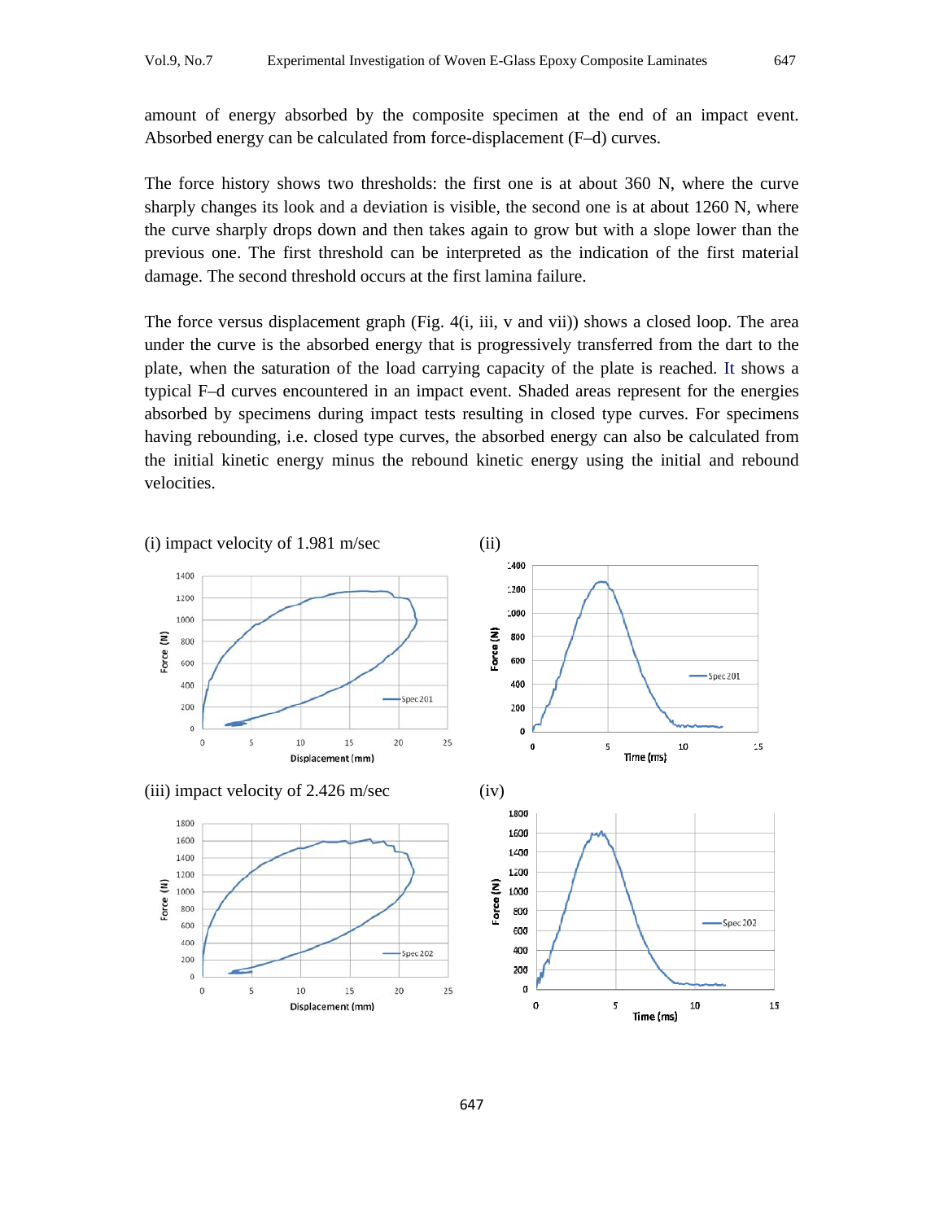amount of energy absorbed by the composite specimen at the end of an impact event. Absorbed energy can be calculated from force-displacement (F–d) curves.

The force history shows two thresholds: the first one is at about 360 N, where the curve sharply changes its look and a deviation is visible, the second one is at about 1260 N, where the curve sharply drops down and then takes again to grow but with a slope lower than the previous one. The first threshold can be interpreted as the indication of the first material damage. The second threshold occurs at the first lamina failure.

The force versus displacement graph (Fig. 4(i, iii, v and vii)) shows a closed loop. The area under the curve is the absorbed energy that is progressively transferred from the dart to the plate, when the saturation of the load carrying capacity of the plate is reached. It shows a typical F–d curves encountered in an impact event. Shaded areas represent for the energies absorbed by specimens during impact tests resulting in closed type curves. For specimens having rebounding, i.e. closed type curves, the absorbed energy can also be calculated from the initial kinetic energy minus the rebound kinetic energy using the initial and rebound velocities.

(i) impact velocity of 1.981 m/sec

Force (N)
0
200
400
600
800
1000
1200
1400
Displacement (mm)
0 5 10 15 20 25
Spec 201

(ii)

Force (N)
0
200
400
600
800
1000
1200
1400
Time (ms)
0 5 10 15
Spec 201

(iii) impact velocity of 2.426 m/sec

Force (N)
0
200
400
600
800
1000
1200
1400
1600
1800
Displacement (mm)
0 5 10 15 20 25
Spec 202

(iv)

Force (N)
0
200
400
600
800
1000
1200
1400
1600
1800
Time (ms)
0 5 10 15
Spec 202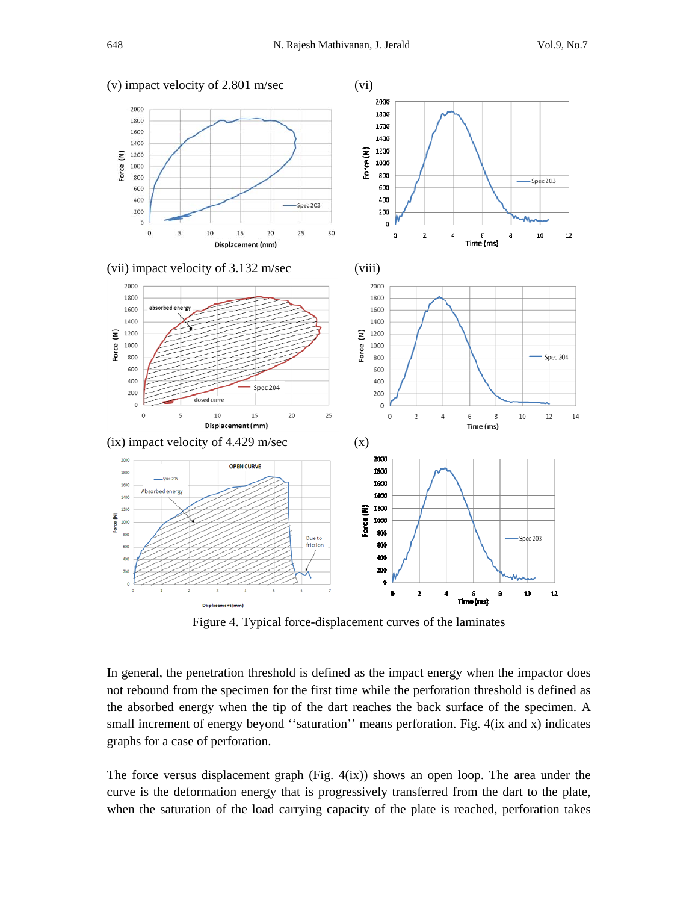(v) impact velocity of 2.801 m/sec

(vi)

Force (N)

Displacement (mm)

Spec 203

Force (N)

Time (ms)

Spec 203

(vii) impact velocity of 3.132 m/sec

(viii)

absorbed energy

closed curve

Spec 204

Force (N)

Displacement (mm)

Force (N)

Time (ms)

Spec 204

(ix) impact velocity of 4.429 m/sec

(x)

OPEN CURVE

Spec 205

Absorbed energy

Due to friction

Force (N)

Displacement (mm)

Force (N)

Time (ms)

Spec 203

Figure 4. Typical force-displacement curves of the laminates

In general, the penetration threshold is defined as the impact energy when the impactor does not rebound from the specimen for the first time while the perforation threshold is defined as the absorbed energy when the tip of the dart reaches the back surface of the specimen. A small increment of energy beyond ''saturation'' means perforation. Fig. 4(ix and x) indicates graphs for a case of perforation.

The force versus displacement graph (Fig. 4(ix)) shows an open loop. The area under the curve is the deformation energy that is progressively transferred from the dart to the plate, when the saturation of the load carrying capacity of the plate is reached, perforation takes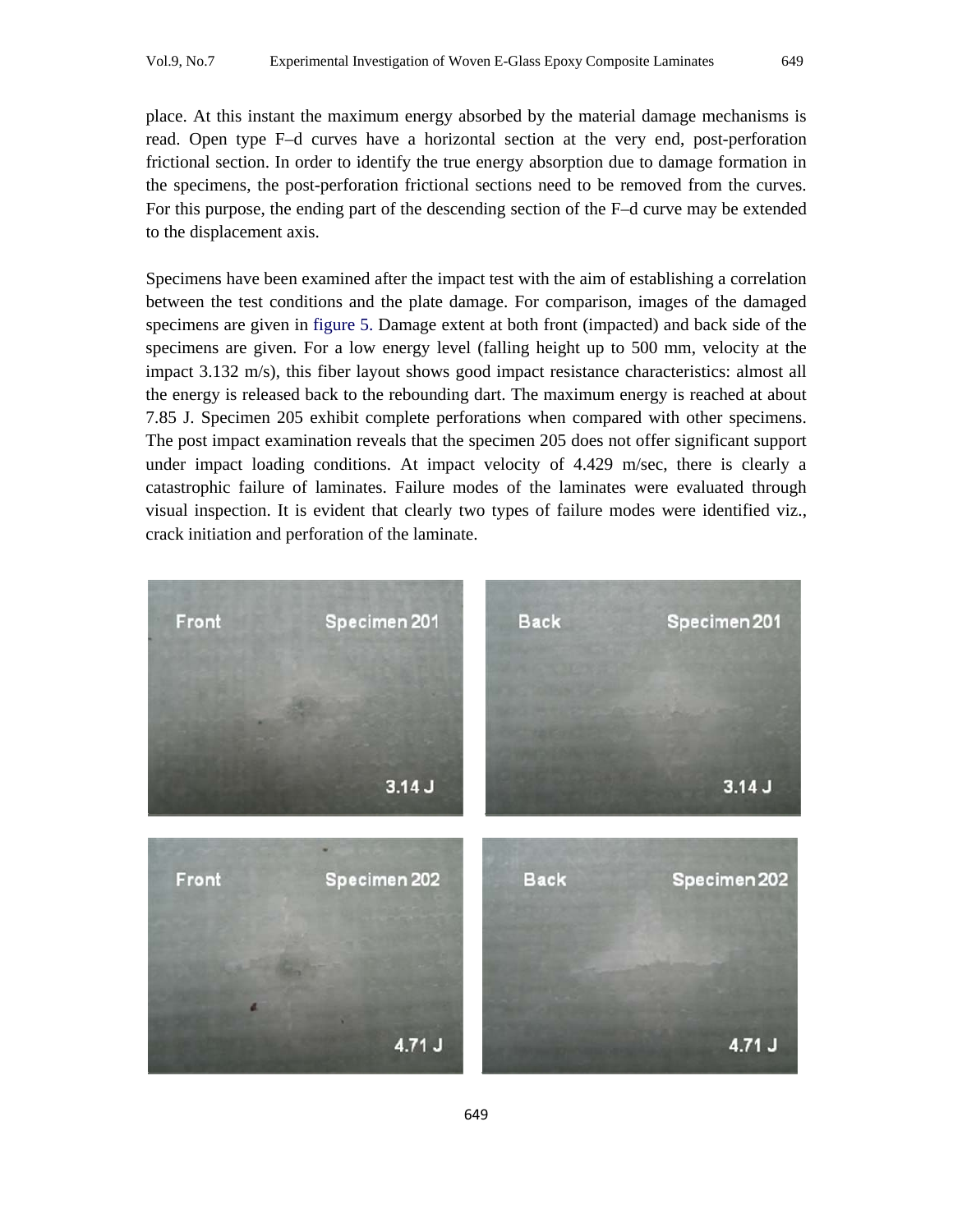place. At this instant the maximum energy absorbed by the material damage mechanisms is read. Open type F–d curves have a horizontal section at the very end, post-perforation frictional section. In order to identify the true energy absorption due to damage formation in the specimens, the post-perforation frictional sections need to be removed from the curves. For this purpose, the ending part of the descending section of the F–d curve may be extended to the displacement axis.

Specimens have been examined after the impact test with the aim of establishing a correlation between the test conditions and the plate damage. For comparison, images of the damaged specimens are given in figure 5. Damage extent at both front (impacted) and back side of the specimens are given. For a low energy level (falling height up to 500 mm, velocity at the impact 3.132 m/s), this fiber layout shows good impact resistance characteristics: almost all the energy is released back to the rebounding dart. The maximum energy is reached at about 7.85 J. Specimen 205 exhibit complete perforations when compared with other specimens. The post impact examination reveals that the specimen 205 does not offer significant support under impact loading conditions. At impact velocity of 4.429 m/sec, there is clearly a catastrophic failure of laminates. Failure modes of the laminates were evaluated through visual inspection. It is evident that clearly two types of failure modes were identified viz., crack initiation and perforation of the laminate.

Front Specimen 201 3.14 J

Back Specimen 201 3.14 J

Front Specimen 202 4.71 J

Back Specimen 202 4.71 J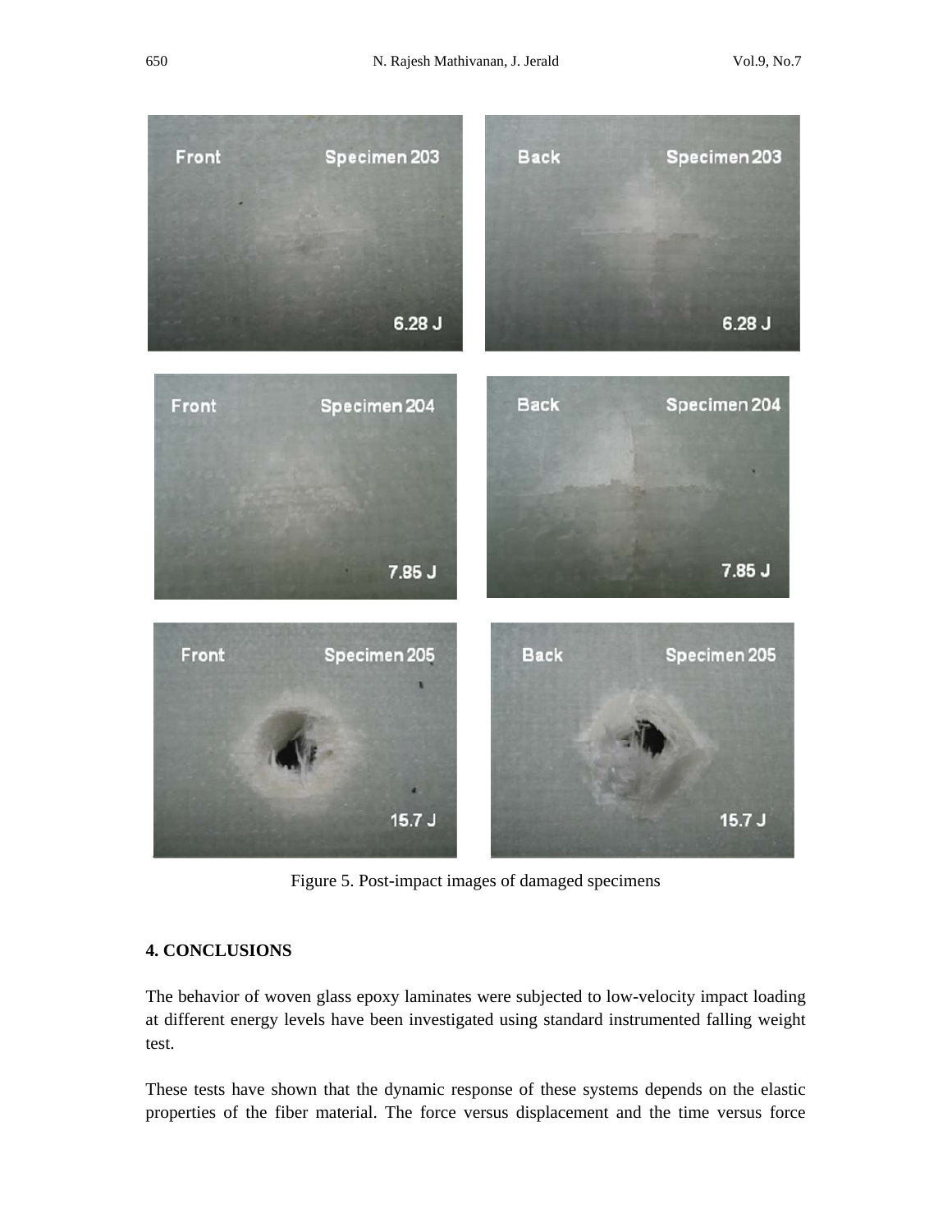Figure 5. Post-impact images of damaged specimens

## 4. CONCLUSIONS

The behavior of woven glass epoxy laminates were subjected to low-velocity impact loading at different energy levels have been investigated using standard instrumented falling weight test.

These tests have shown that the dynamic response of these systems depends on the elastic properties of the fiber material. The force versus displacement and the time versus force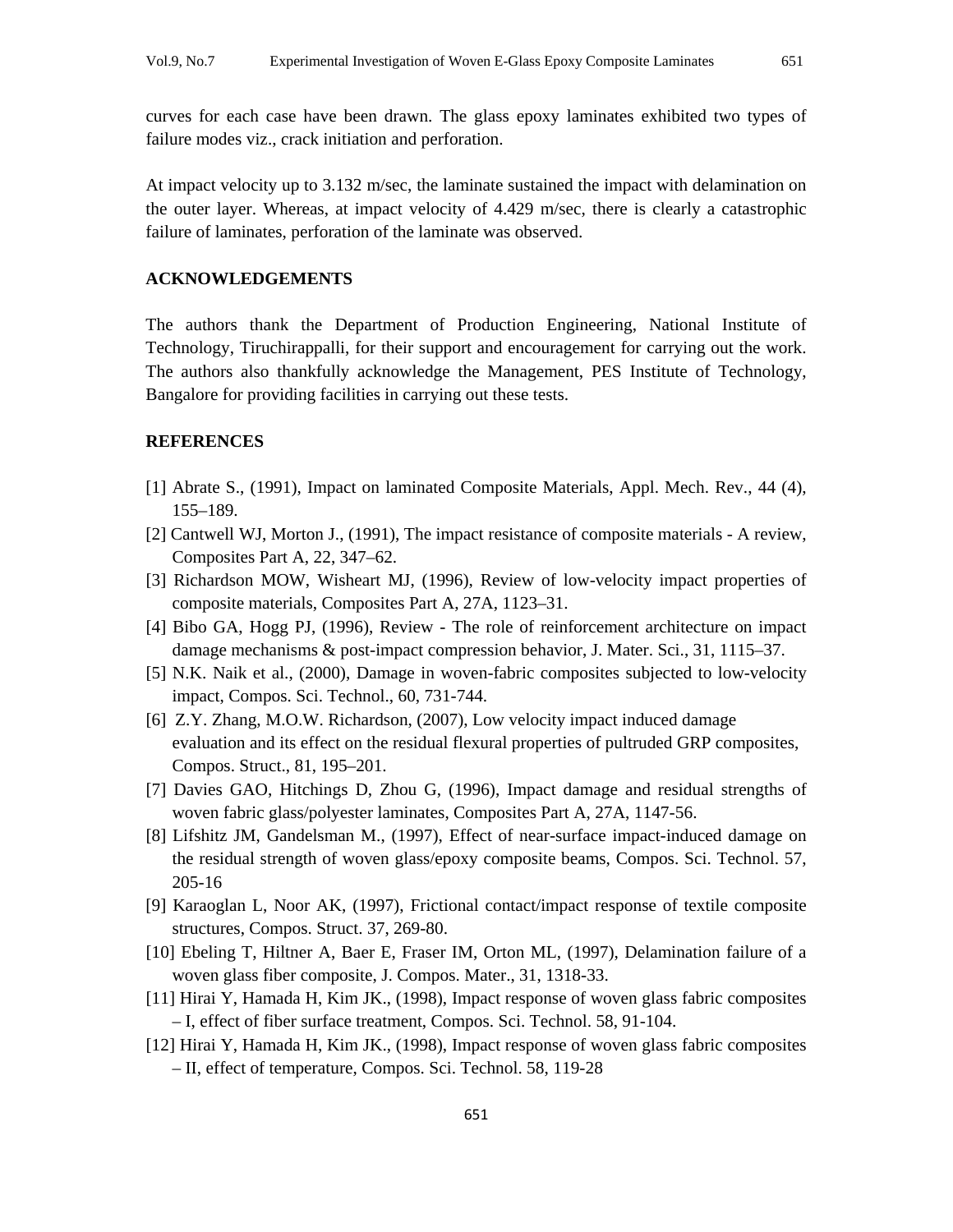curves for each case have been drawn. The glass epoxy laminates exhibited two types of failure modes viz., crack initiation and perforation.

At impact velocity up to 3.132 m/sec, the laminate sustained the impact with delamination on the outer layer. Whereas, at impact velocity of 4.429 m/sec, there is clearly a catastrophic failure of laminates, perforation of the laminate was observed.

## ACKNOWLEDGEMENTS

The authors thank the Department of Production Engineering, National Institute of Technology, Tiruchirappalli, for their support and encouragement for carrying out the work. The authors also thankfully acknowledge the Management, PES Institute of Technology, Bangalore for providing facilities in carrying out these tests.

## REFERENCES

[1] Abrate S., (1991), Impact on laminated Composite Materials, Appl. Mech. Rev., 44 (4), 155–189.

[2] Cantwell WJ, Morton J., (1991), The impact resistance of composite materials - A review, Composites Part A, 22, 347–62.

[3] Richardson MOW, Wisheart MJ, (1996), Review of low-velocity impact properties of composite materials, Composites Part A, 27A, 1123–31.

[4] Bibo GA, Hogg PJ, (1996), Review - The role of reinforcement architecture on impact damage mechanisms & post-impact compression behavior, J. Mater. Sci., 31, 1115–37.

[5] N.K. Naik et al., (2000), Damage in woven-fabric composites subjected to low-velocity impact, Compos. Sci. Technol., 60, 731-744.

[6] Z.Y. Zhang, M.O.W. Richardson, (2007), Low velocity impact induced damage evaluation and its effect on the residual flexural properties of pultruded GRP composites, Compos. Struct., 81, 195–201.

[7] Davies GAO, Hitchings D, Zhou G, (1996), Impact damage and residual strengths of woven fabric glass/polyester laminates, Composites Part A, 27A, 1147-56.

[8] Lifshitz JM, Gandelsman M., (1997), Effect of near-surface impact-induced damage on the residual strength of woven glass/epoxy composite beams, Compos. Sci. Technol. 57, 205-16

[9] Karaoglan L, Noor AK, (1997), Frictional contact/impact response of textile composite structures, Compos. Struct. 37, 269-80.

[10] Ebeling T, Hiltner A, Baer E, Fraser IM, Orton ML, (1997), Delamination failure of a woven glass fiber composite, J. Compos. Mater., 31, 1318-33.

[11] Hirai Y, Hamada H, Kim JK., (1998), Impact response of woven glass fabric composites – I, effect of fiber surface treatment, Compos. Sci. Technol. 58, 91-104.

[12] Hirai Y, Hamada H, Kim JK., (1998), Impact response of woven glass fabric composites – II, effect of temperature, Compos. Sci. Technol. 58, 119-28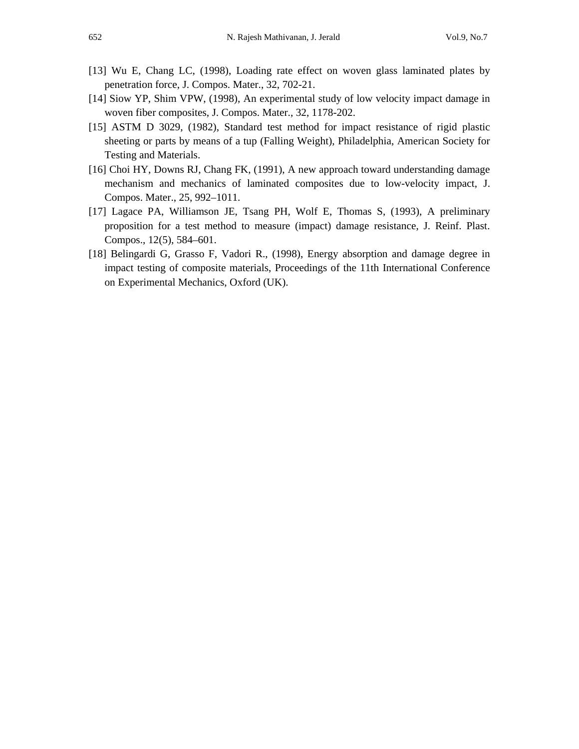[13] Wu E, Chang LC, (1998), Loading rate effect on woven glass laminated plates by penetration force, J. Compos. Mater., 32, 702-21.

[14] Siow YP, Shim VPW, (1998), An experimental study of low velocity impact damage in woven fiber composites, J. Compos. Mater., 32, 1178-202.

[15] ASTM D 3029, (1982), Standard test method for impact resistance of rigid plastic sheeting or parts by means of a tup (Falling Weight), Philadelphia, American Society for Testing and Materials.

[16] Choi HY, Downs RJ, Chang FK, (1991), A new approach toward understanding damage mechanism and mechanics of laminated composites due to low-velocity impact, J. Compos. Mater., 25, 992–1011.

[17] Lagace PA, Williamson JE, Tsang PH, Wolf E, Thomas S, (1993), A preliminary proposition for a test method to measure (impact) damage resistance, J. Reinf. Plast. Compos., 12(5), 584–601.

[18] Belingardi G, Grasso F, Vadori R., (1998), Energy absorption and damage degree in impact testing of composite materials, Proceedings of the 11th International Conference on Experimental Mechanics, Oxford (UK).